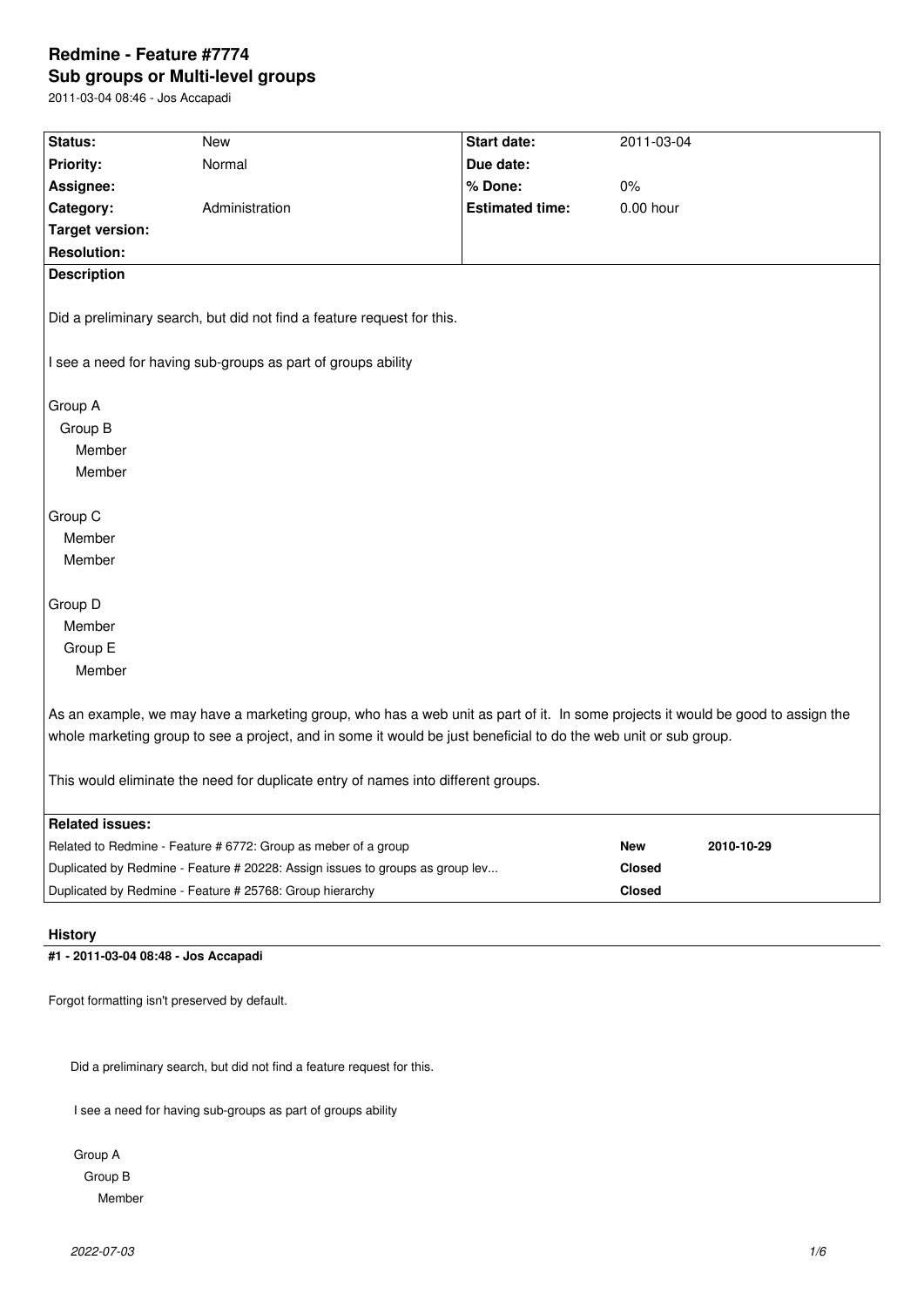# Redmine - Feature #7774

## Sub groups or Multi-level groups

2011-03-04 08:46 - Jos Accapadi

| | | | |
|---|---|---|---|
| **Status:** | New | **Start date:** | 2011-03-04 |
| **Priority:** | Normal | **Due date:** | |
| **Assignee:** | | **% Done:** | 0% |
| **Category:** | Administration | **Estimated time:** | 0.00 hour |
| **Target version:** | | | |
| **Resolution:** | | | |

**Description**

Did a preliminary search, but did not find a feature request for this.

I see a need for having sub-groups as part of groups ability

Group A
  Group B
    Member
    Member

Group C
  Member
  Member

Group D
  Member
  Group E
    Member

As an example, we may have a marketing group, who has a web unit as part of it. In some projects it would be good to assign the whole marketing group to see a project, and in some it would be just beneficial to do the web unit or sub group.

This would eliminate the need for duplicate entry of names into different groups.

**Related issues:**

| | | |
|---|---|---|
| Related to Redmine - Feature # 6772: Group as meber of a group | **New** | **2010-10-29** |
| Duplicated by Redmine - Feature # 20228: Assign issues to groups as group lev... | **Closed** | |
| Duplicated by Redmine - Feature # 25768: Group hierarchy | **Closed** | |

### History

#### #1 - 2011-03-04 08:48 - Jos Accapadi

Forgot formatting isn't preserved by default.

```
Did a preliminary search, but did not find a feature request for this.

 I see a need for having sub-groups as part of groups ability

 Group A
   Group B
     Member
```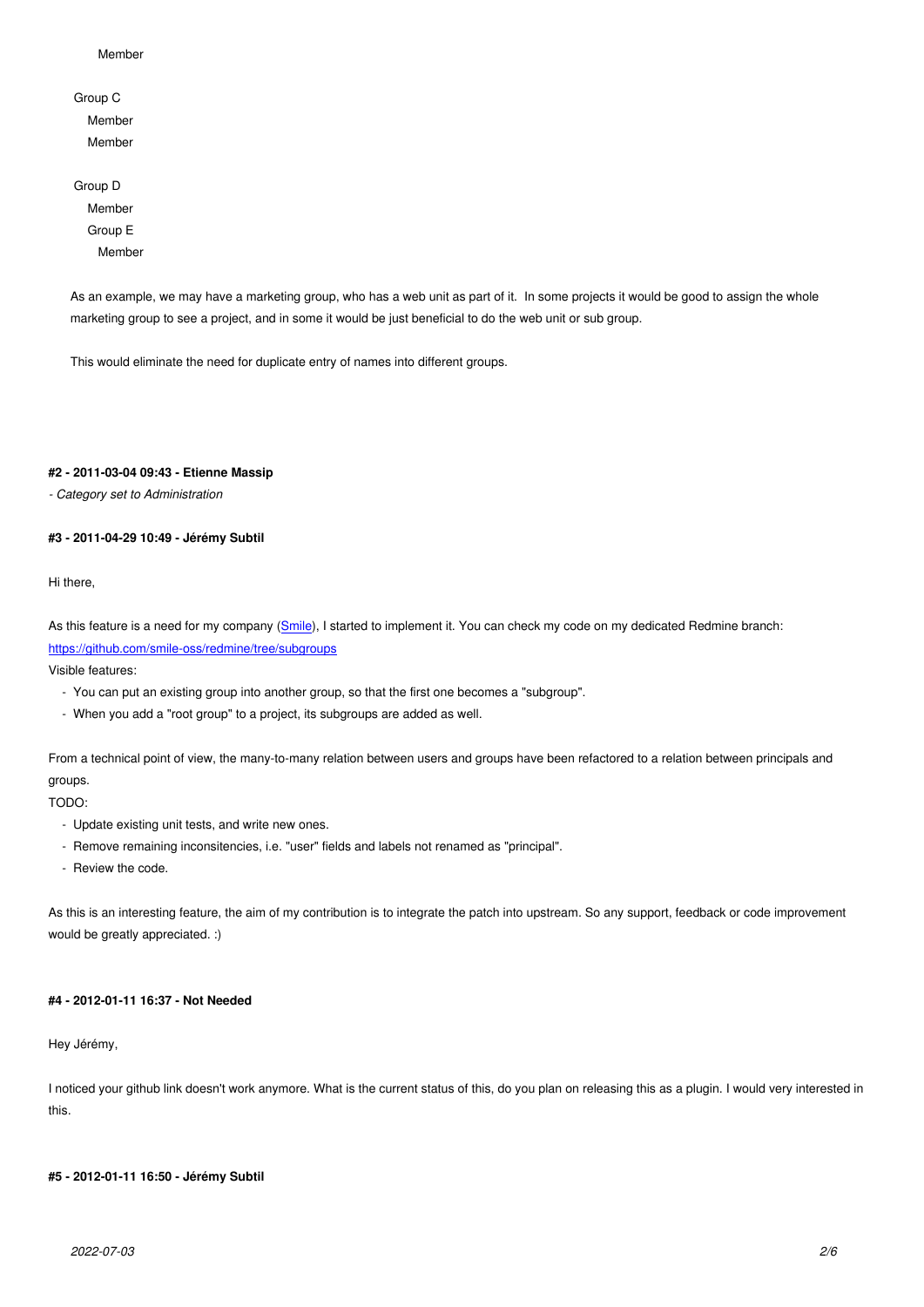Member

    Group C
        Member
        Member

    Group D
        Member
        Group E
            Member

As an example, we may have a marketing group, who has a web unit as part of it.  In some projects it would be good to assign the whole marketing group to see a project, and in some it would be just beneficial to do the web unit or sub group.

This would eliminate the need for duplicate entry of names into different groups.

#### #2 - 2011-03-04 09:43 - Etienne Massip

*- Category set to Administration*

#### #3 - 2011-04-29 10:49 - Jérémy Subtil

Hi there,

As this feature is a need for my company (Smile), I started to implement it. You can check my code on my dedicated Redmine branch: https://github.com/smile-oss/redmine/tree/subgroups

Visible features:

- You can put an existing group into another group, so that the first one becomes a "subgroup".
- When you add a "root group" to a project, its subgroups are added as well.

From a technical point of view, the many-to-many relation between users and groups have been refactored to a relation between principals and groups.

TODO:

- Update existing unit tests, and write new ones.
- Remove remaining inconsistencies, i.e. "user" fields and labels not renamed as "principal".
- Review the code.

As this is an interesting feature, the aim of my contribution is to integrate the patch into upstream. So any support, feedback or code improvement would be greatly appreciated. :)

#### #4 - 2012-01-11 16:37 - Not Needed

Hey Jérémy,

I noticed your github link doesn't work anymore. What is the current status of this, do you plan on releasing this as a plugin. I would very interested in this.

#### #5 - 2012-01-11 16:50 - Jérémy Subtil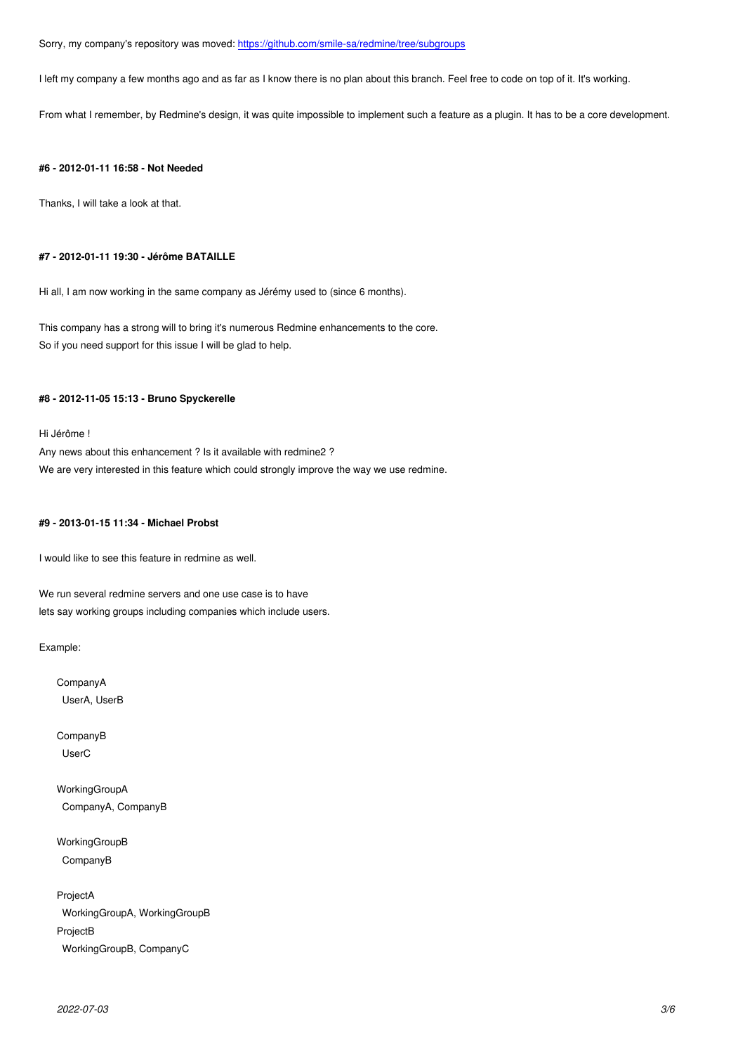Sorry, my company's repository was moved: https://github.com/smile-sa/redmine/tree/subgroups

I left my company a few months ago and as far as I know there is no plan about this branch. Feel free to code on top of it. It's working.

From what I remember, by Redmine's design, it was quite impossible to implement such a feature as a plugin. It has to be a core development.

#### #6 - 2012-01-11 16:58 - Not Needed

Thanks, I will take a look at that.

#### #7 - 2012-01-11 19:30 - Jérôme BATAILLE

Hi all, I am now working in the same company as Jérémy used to (since 6 months).

This company has a strong will to bring it's numerous Redmine enhancements to the core.
So if you need support for this issue I will be glad to help.

#### #8 - 2012-11-05 15:13 - Bruno Spyckerelle

Hi Jérôme !
Any news about this enhancement ? Is it available with redmine2 ?
We are very interested in this feature which could strongly improve the way we use redmine.

#### #9 - 2013-01-15 11:34 - Michael Probst

I would like to see this feature in redmine as well.

We run several redmine servers and one use case is to have
lets say working groups including companies which include users.

Example:

```
CompanyA
  UserA, UserB

CompanyB
  UserC

WorkingGroupA
  CompanyA, CompanyB

WorkingGroupB
  CompanyB

ProjectA
  WorkingGroupA, WorkingGroupB
ProjectB
  WorkingGroupB, CompanyC
```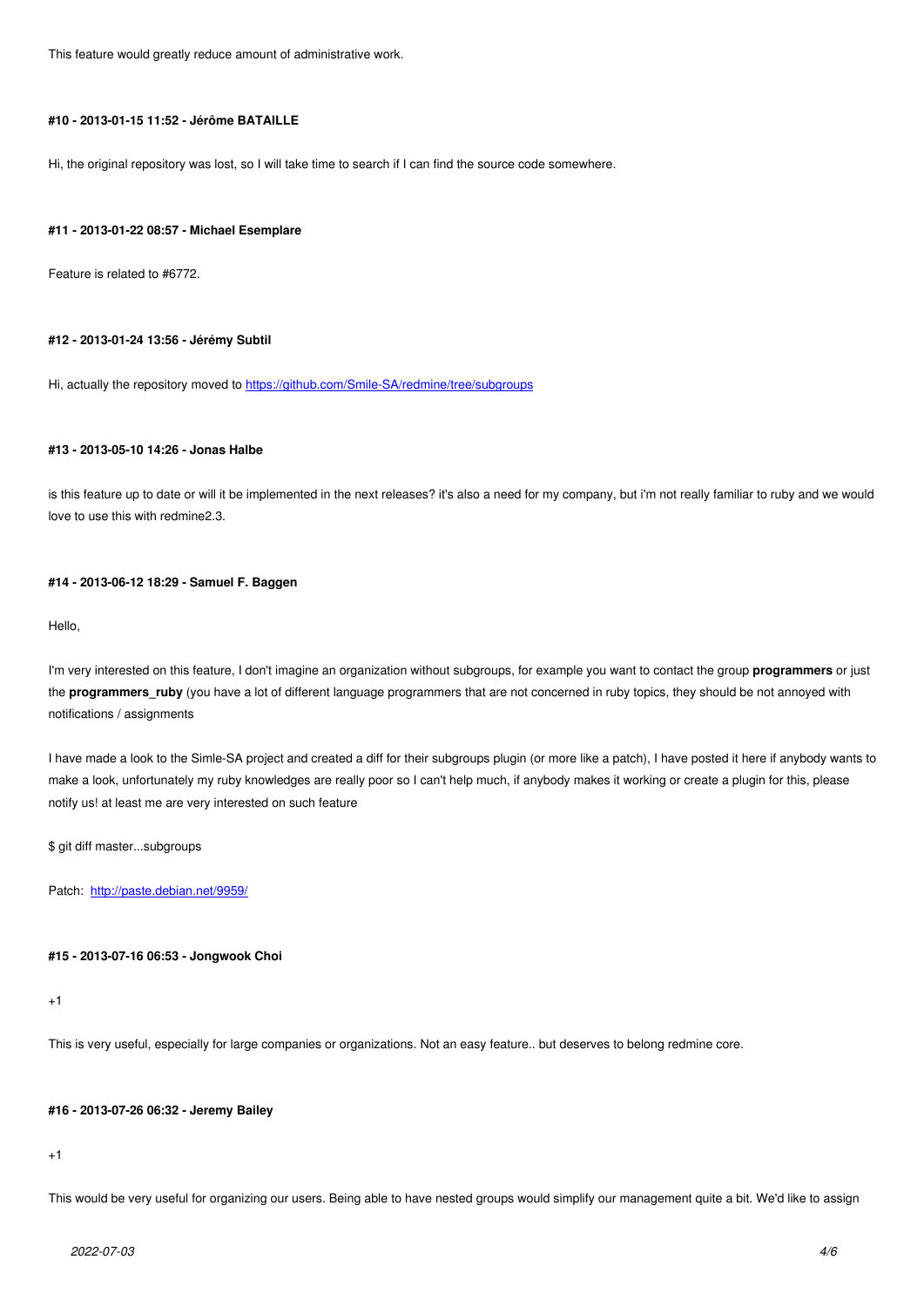This feature would greatly reduce amount of administrative work.

#### #10 - 2013-01-15 11:52 - Jérôme BATAILLE

Hi, the original repository was lost, so I will take time to search if I can find the source code somewhere.

#### #11 - 2013-01-22 08:57 - Michael Esemplare

Feature is related to #6772.

#### #12 - 2013-01-24 13:56 - Jérémy Subtil

Hi, actually the repository moved to [https://github.com/Smile-SA/redmine/tree/subgroups](https://github.com/Smile-SA/redmine/tree/subgroups)

#### #13 - 2013-05-10 14:26 - Jonas Halbe

is this feature up to date or will it be implemented in the next releases? it's also a need for my company, but i'm not really familiar to ruby and we would love to use this with redmine2.3.

#### #14 - 2013-06-12 18:29 - Samuel F. Baggen

Hello,

I'm very interested on this feature, I don't imagine an organization without subgroups, for example you want to contact the group **programmers** or just the **programmers_ruby** (you have a lot of different language programmers that are not concerned in ruby topics, they should be not annoyed with notifications / assignments

I have made a look to the Simle-SA project and created a diff for their subgroups plugin (or more like a patch), I have posted it here if anybody wants to make a look, unfortunately my ruby knowledges are really poor so I can't help much, if anybody makes it working or create a plugin for this, please notify us! at least me are very interested on such feature

$ git diff master...subgroups

Patch: [http://paste.debian.net/9959/](http://paste.debian.net/9959/)

#### #15 - 2013-07-16 06:53 - Jongwook Choi

+1

This is very useful, especially for large companies or organizations. Not an easy feature.. but deserves to belong redmine core.

#### #16 - 2013-07-26 06:32 - Jeremy Bailey

+1

This would be very useful for organizing our users. Being able to have nested groups would simplify our management quite a bit. We'd like to assign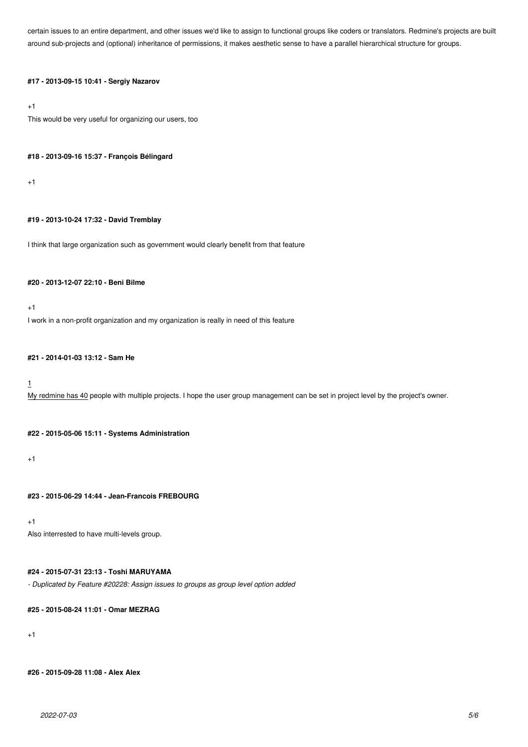certain issues to an entire department, and other issues we'd like to assign to functional groups like coders or translators. Redmine's projects are built around sub-projects and (optional) inheritance of permissions, it makes aesthetic sense to have a parallel hierarchical structure for groups.

#### #17 - 2013-09-15 10:41 - Sergiy Nazarov

+1
This would be very useful for organizing our users, too

#### #18 - 2013-09-16 15:37 - François Bélingard

+1

#### #19 - 2013-10-24 17:32 - David Tremblay

I think that large organization such as government would clearly benefit from that feature

#### #20 - 2013-12-07 22:10 - Beni Bilme

+1
I work in a non-profit organization and my organization is really in need of this feature

#### #21 - 2014-01-03 13:12 - Sam He

1
My redmine has 40 people with multiple projects. I hope the user group management can be set in project level by the project's owner.

#### #22 - 2015-05-06 15:11 - Systems Administration

+1

#### #23 - 2015-06-29 14:44 - Jean-Francois FREBOURG

+1
Also interrested to have multi-levels group.

#### #24 - 2015-07-31 23:13 - Toshi MARUYAMA

*- Duplicated by Feature #20228: Assign issues to groups as group level option added*

#### #25 - 2015-08-24 11:01 - Omar MEZRAG

+1

#### #26 - 2015-09-28 11:08 - Alex Alex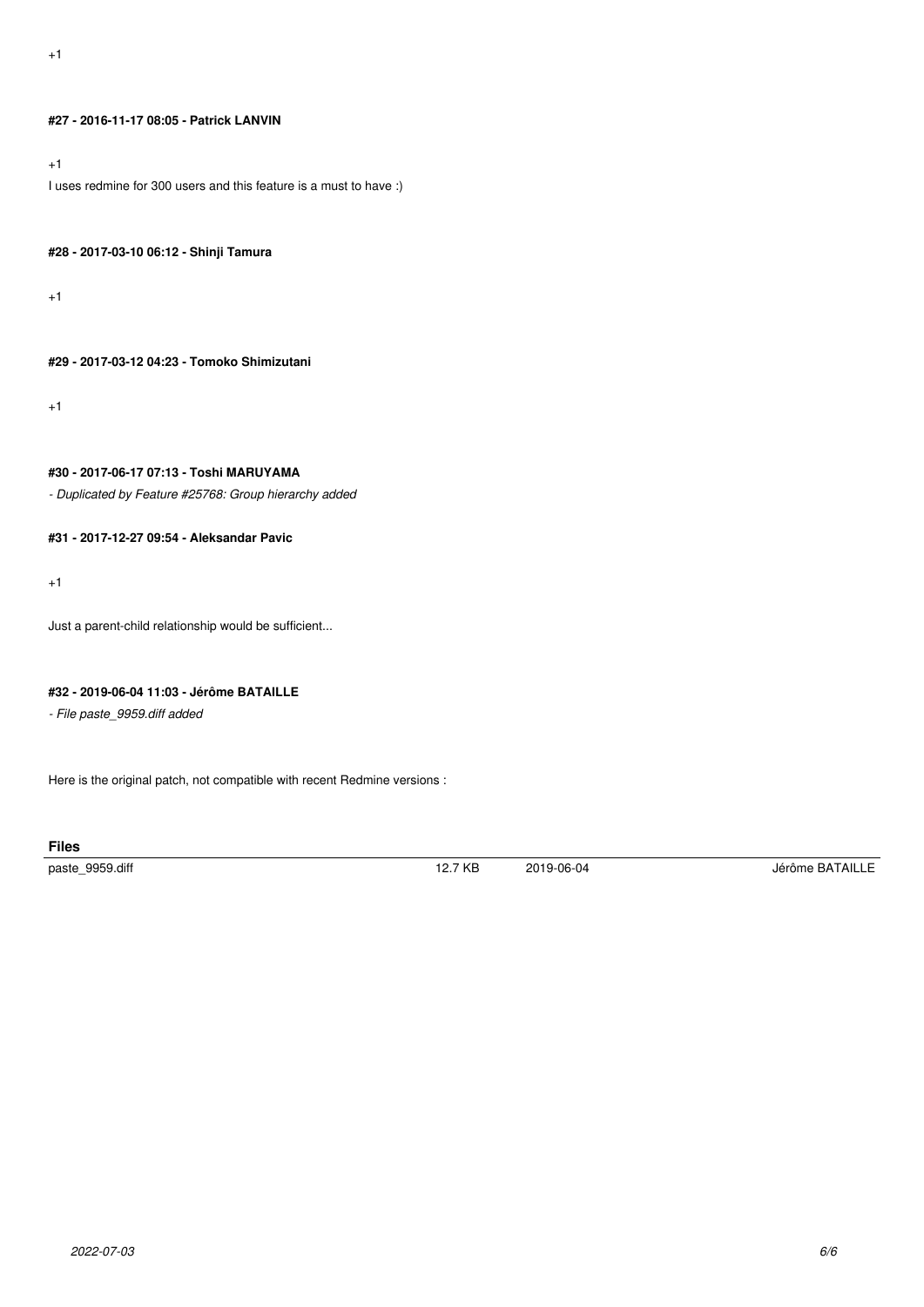+1

#### #27 - 2016-11-17 08:05 - Patrick LANVIN

+1

I uses redmine for 300 users and this feature is a must to have :)

#### #28 - 2017-03-10 06:12 - Shinji Tamura

+1

#### #29 - 2017-03-12 04:23 - Tomoko Shimizutani

+1

#### #30 - 2017-06-17 07:13 - Toshi MARUYAMA

*- Duplicated by Feature #25768: Group hierarchy added*

#### #31 - 2017-12-27 09:54 - Aleksandar Pavic

+1

Just a parent-child relationship would be sufficient...

#### #32 - 2019-06-04 11:03 - Jérôme BATAILLE

*- File paste_9959.diff added*

Here is the original patch, not compatible with recent Redmine versions :

### Files

| | | | |
|---|---|---|---|
| paste_9959.diff | 12.7 KB | 2019-06-04 | Jérôme BATAILLE |